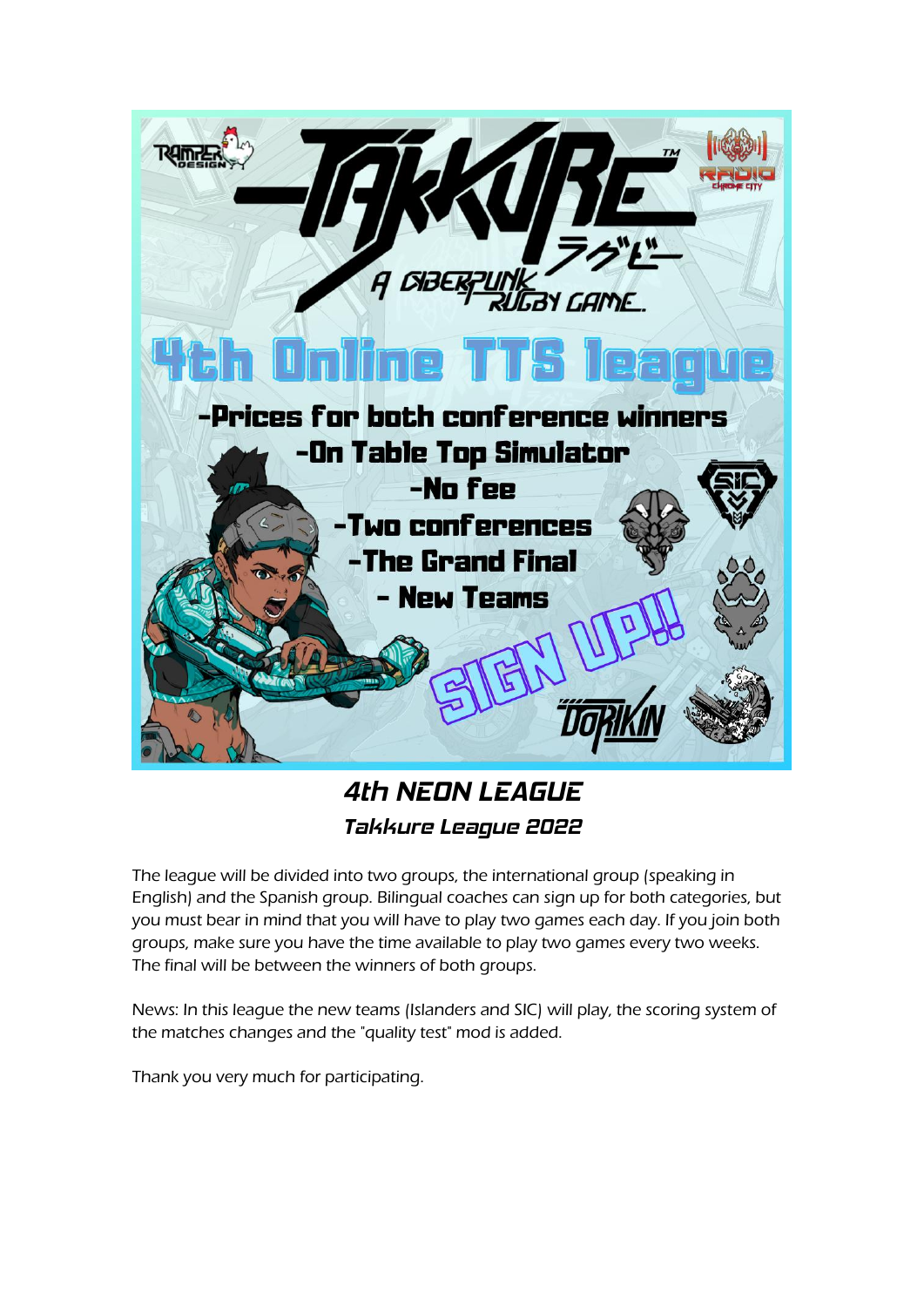# 4th NEON LEAGUE

## Takkure League 2022

The league will be divided into two groups, the international group (speaking in English) and the Spanish group. Bilingual coaches can sign up for both categories, but you must bear in mind that you will have to play two games each day. If you join both groups, make sure you have the time available to play two games every two weeks. The final will be between the winners of both groups.

News: In this league the new teams (Islanders and SIC) will play, the scoring system of the matches changes and the "quality test" mod is added.

Thank you very much for participating.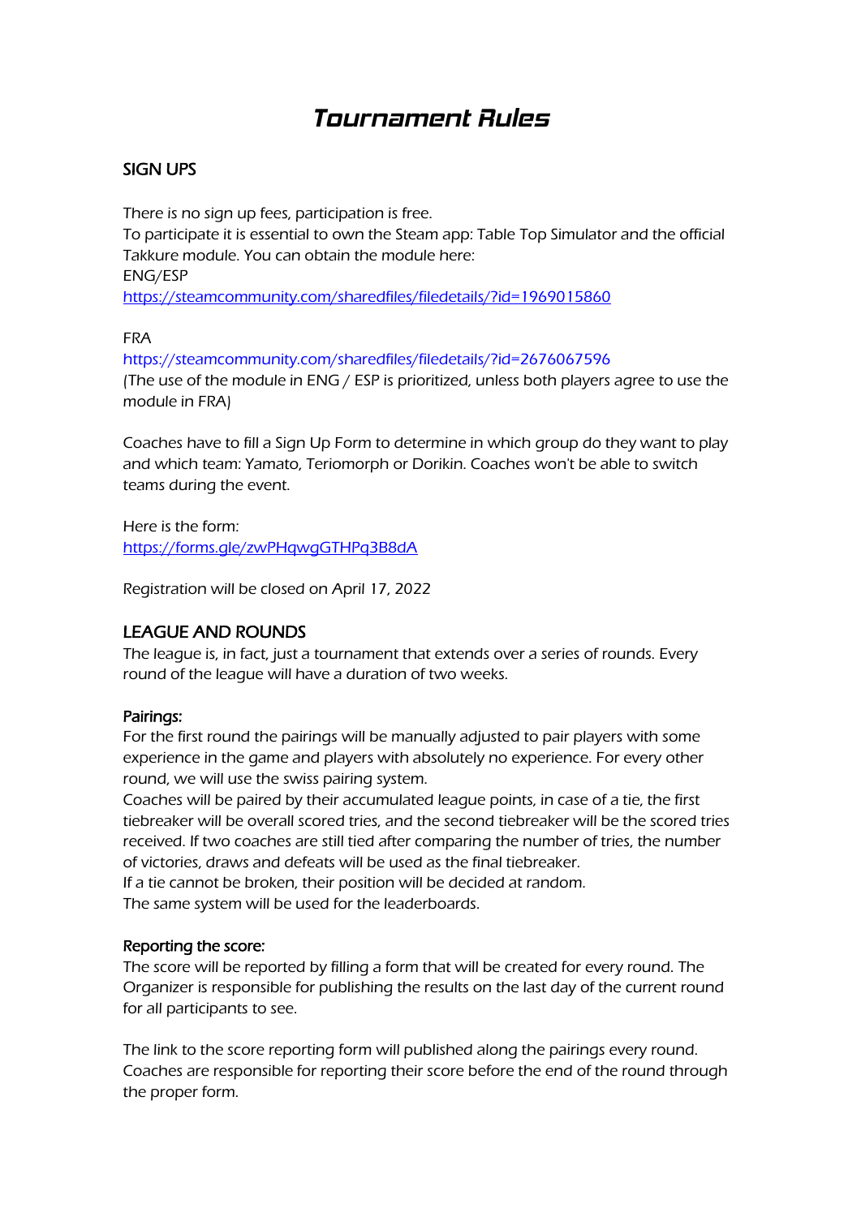# *Tournament Rules*

## SIGN UPS

There is no sign up fees, participation is free.
To participate it is essential to own the Steam app: Table Top Simulator and the official Takkure module. You can obtain the module here:
ENG/ESP
https://steamcommunity.com/sharedfiles/filedetails/?id=1969015860

FRA
https://steamcommunity.com/sharedfiles/filedetails/?id=2676067596
(The use of the module in ENG / ESP is prioritized, unless both players agree to use the module in FRA)

Coaches have to fill a Sign Up Form to determine in which group do they want to play and which team: Yamato, Teriomorph or Dorikin. Coaches won't be able to switch teams during the event.

Here is the form:
https://forms.gle/zwPHqwgGTHPq3B8dA

Registration will be closed on April 17, 2022

## LEAGUE AND ROUNDS

The league is, in fact, just a tournament that extends over a series of rounds. Every round of the league will have a duration of two weeks.

### Pairings:

For the first round the pairings will be manually adjusted to pair players with some experience in the game and players with absolutely no experience. For every other round, we will use the swiss pairing system.
Coaches will be paired by their accumulated league points, in case of a tie, the first tiebreaker will be overall scored tries, and the second tiebreaker will be the scored tries received. If two coaches are still tied after comparing the number of tries, the number of victories, draws and defeats will be used as the final tiebreaker.
If a tie cannot be broken, their position will be decided at random.
The same system will be used for the leaderboards.

### Reporting the score:

The score will be reported by filling a form that will be created for every round. The Organizer is responsible for publishing the results on the last day of the current round for all participants to see.

The link to the score reporting form will published along the pairings every round. Coaches are responsible for reporting their score before the end of the round through the proper form.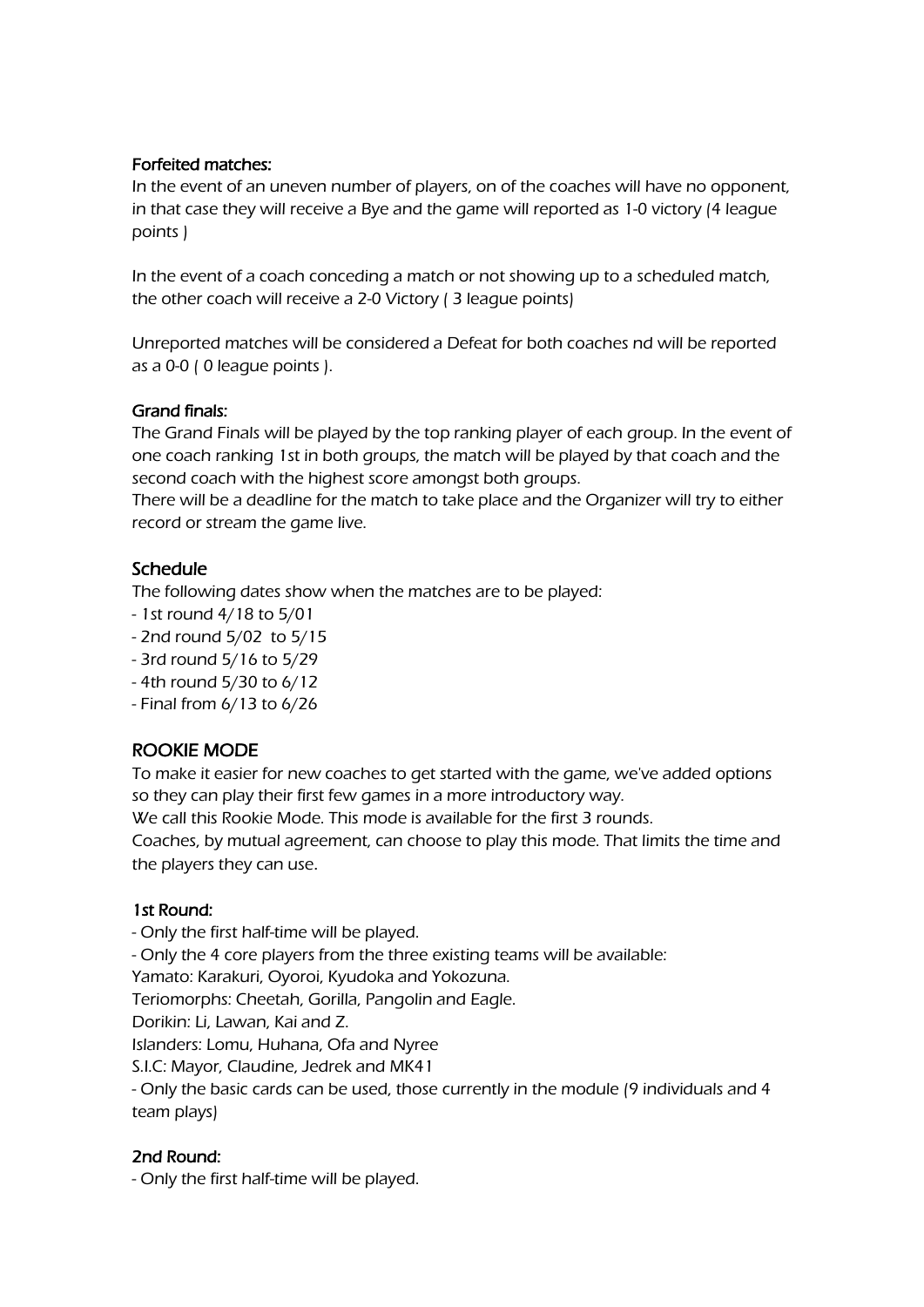#### Forfeited matches:

In the event of an uneven number of players, on of the coaches will have no opponent, in that case they will receive a Bye and the game will reported as 1-0 victory (4 league points )

In the event of a coach conceding a match or not showing up to a scheduled match, the other coach will receive a 2-0 Victory ( 3 league points)

Unreported matches will be considered a Defeat for both coaches nd will be reported as a 0-0 ( 0 league points ).

#### Grand finals:

The Grand Finals will be played by the top ranking player of each group. In the event of one coach ranking 1st in both groups, the match will be played by that coach and the second coach with the highest score amongst both groups.
There will be a deadline for the match to take place and the Organizer will try to either record or stream the game live.

### Schedule

The following dates show when the matches are to be played:

- 1st round 4/18 to 5/01
- 2nd round 5/02 to 5/15
- 3rd round 5/16 to 5/29
- 4th round 5/30 to 6/12
- Final from 6/13 to 6/26

### ROOKIE MODE

To make it easier for new coaches to get started with the game, we've added options so they can play their first few games in a more introductory way.
We call this Rookie Mode. This mode is available for the first 3 rounds.
Coaches, by mutual agreement, can choose to play this mode. That limits the time and the players they can use.

#### 1st Round:

- Only the first half-time will be played.
- Only the 4 core players from the three existing teams will be available:

Yamato: Karakuri, Oyoroi, Kyudoka and Yokozuna.
Teriomorphs: Cheetah, Gorilla, Pangolin and Eagle.
Dorikin: Li, Lawan, Kai and Z.
Islanders: Lomu, Huhana, Ofa and Nyree
S.I.C: Mayor, Claudine, Jedrek and MK41

- Only the basic cards can be used, those currently in the module (9 individuals and 4 team plays)

#### 2nd Round:

- Only the first half-time will be played.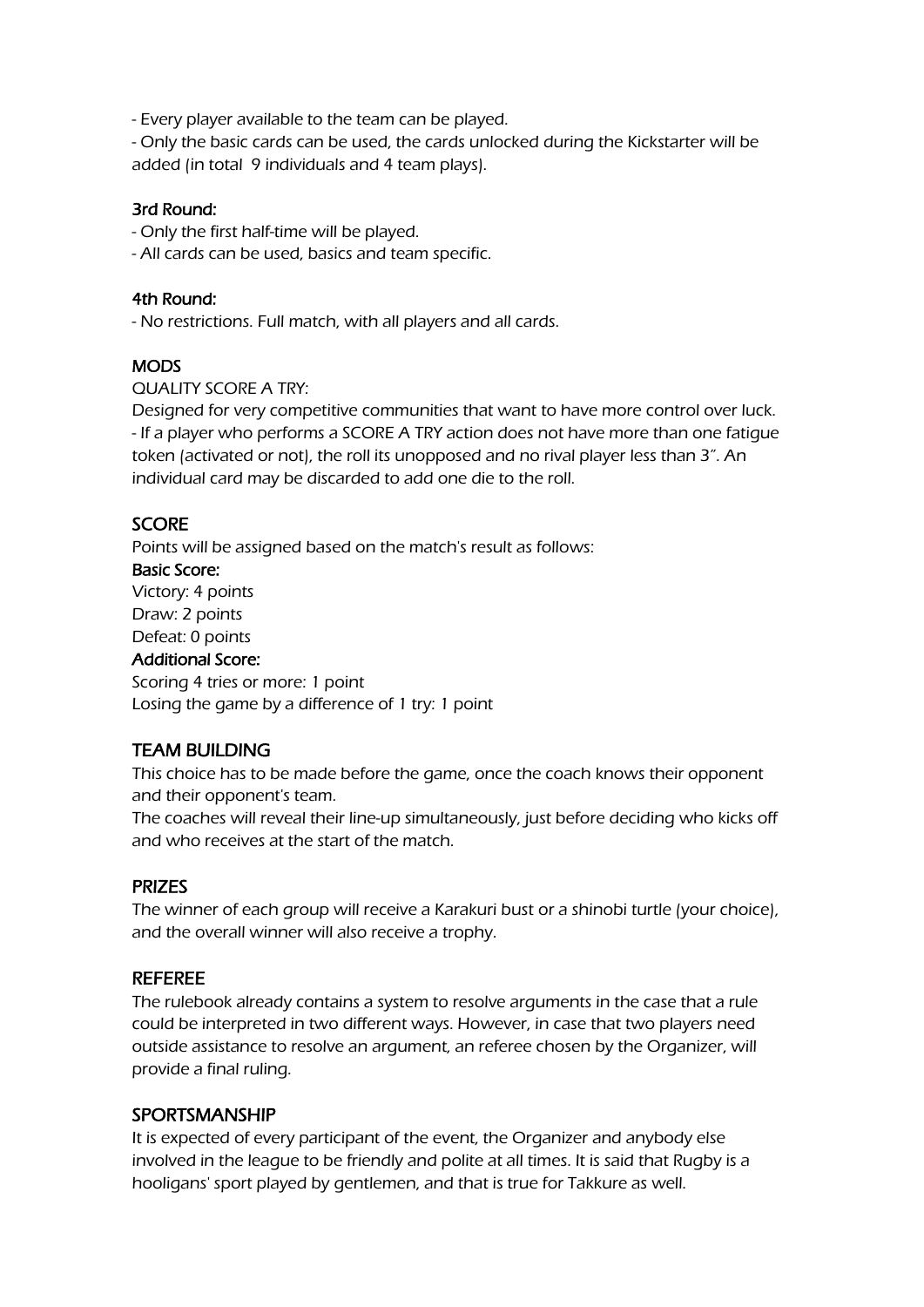- Every player available to the team can be played.
- Only the basic cards can be used, the cards unlocked during the Kickstarter will be added (in total  9 individuals and 4 team plays).

### 3rd Round:

- Only the first half-time will be played.
- All cards can be used, basics and team specific.

### 4th Round:

- No restrictions. Full match, with all players and all cards.

## MODS

QUALITY SCORE A TRY:

Designed for very competitive communities that want to have more control over luck.

- If a player who performs a SCORE A TRY action does not have more than one fatigue token (activated or not), the roll its unopposed and no rival player less than 3". An individual card may be discarded to add one die to the roll.

## SCORE

Points will be assigned based on the match's result as follows:

### Basic Score:

Victory: 4 points
Draw: 2 points
Defeat: 0 points

### Additional Score:

Scoring 4 tries or more: 1 point
Losing the game by a difference of 1 try: 1 point

## TEAM BUILDING

This choice has to be made before the game, once the coach knows their opponent and their opponent's team.

The coaches will reveal their line-up simultaneously, just before deciding who kicks off and who receives at the start of the match.

## PRIZES

The winner of each group will receive a Karakuri bust or a shinobi turtle (your choice), and the overall winner will also receive a trophy.

## REFEREE

The rulebook already contains a system to resolve arguments in the case that a rule could be interpreted in two different ways. However, in case that two players need outside assistance to resolve an argument, an referee chosen by the Organizer, will provide a final ruling.

## SPORTSMANSHIP

It is expected of every participant of the event, the Organizer and anybody else involved in the league to be friendly and polite at all times. It is said that Rugby is a hooligans' sport played by gentlemen, and that is true for Takkure as well.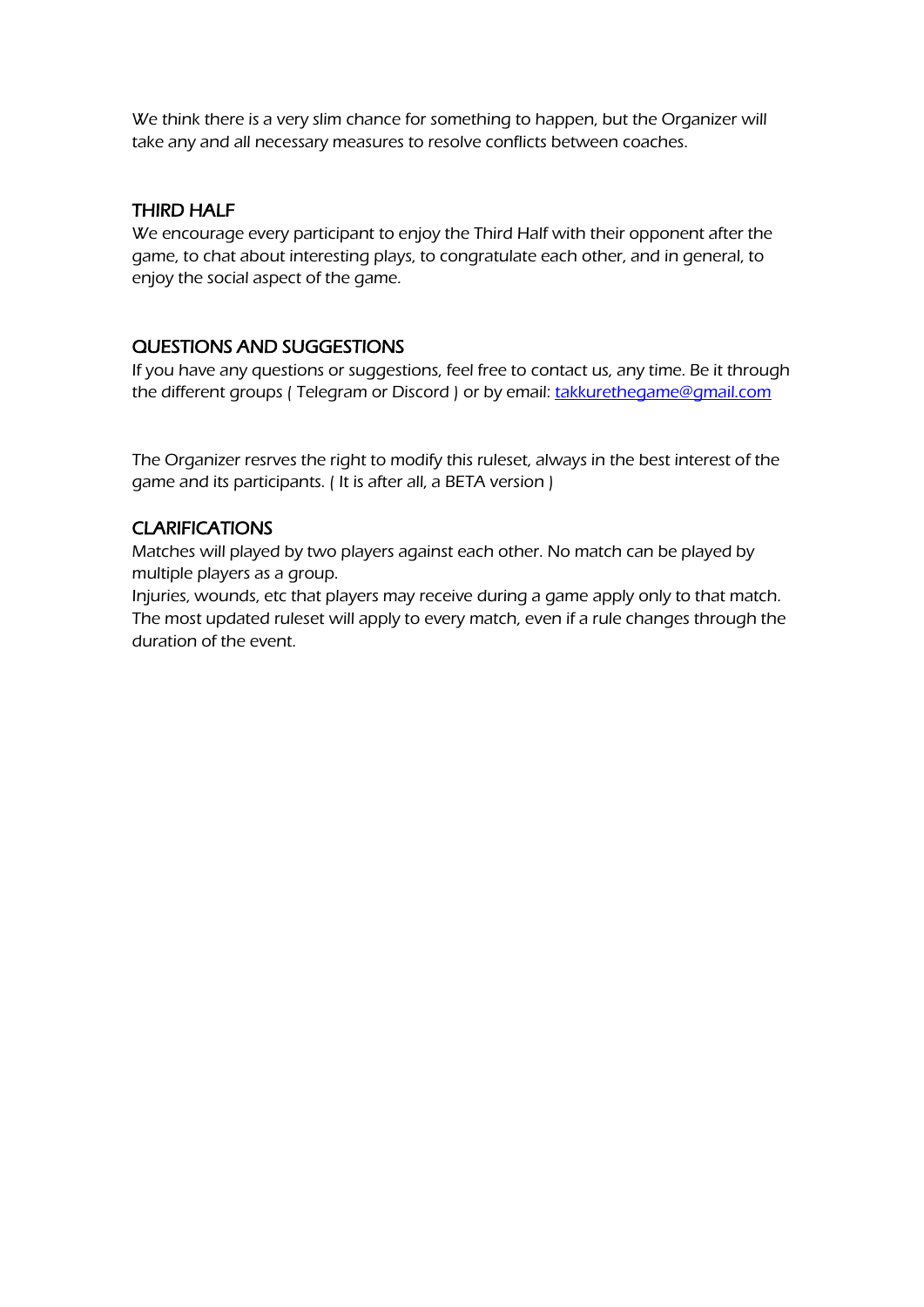We think there is a very slim chance for something to happen, but the Organizer will take any and all necessary measures to resolve conflicts between coaches.

## THIRD HALF

We encourage every participant to enjoy the Third Half with their opponent after the game, to chat about interesting plays, to congratulate each other, and in general, to enjoy the social aspect of the game.

## QUESTIONS AND SUGGESTIONS

If you have any questions or suggestions, feel free to contact us, any time. Be it through the different groups ( Telegram or Discord ) or by email: takkurethegame@gmail.com

The Organizer resrves the right to modify this ruleset, always in the best interest of the game and its participants. ( It is after all, a BETA version )

## CLARIFICATIONS

Matches will played by two players against each other. No match can be played by multiple players as a group.

Injuries, wounds, etc that players may receive during a game apply only to that match.

The most updated ruleset will apply to every match, even if a rule changes through the duration of the event.